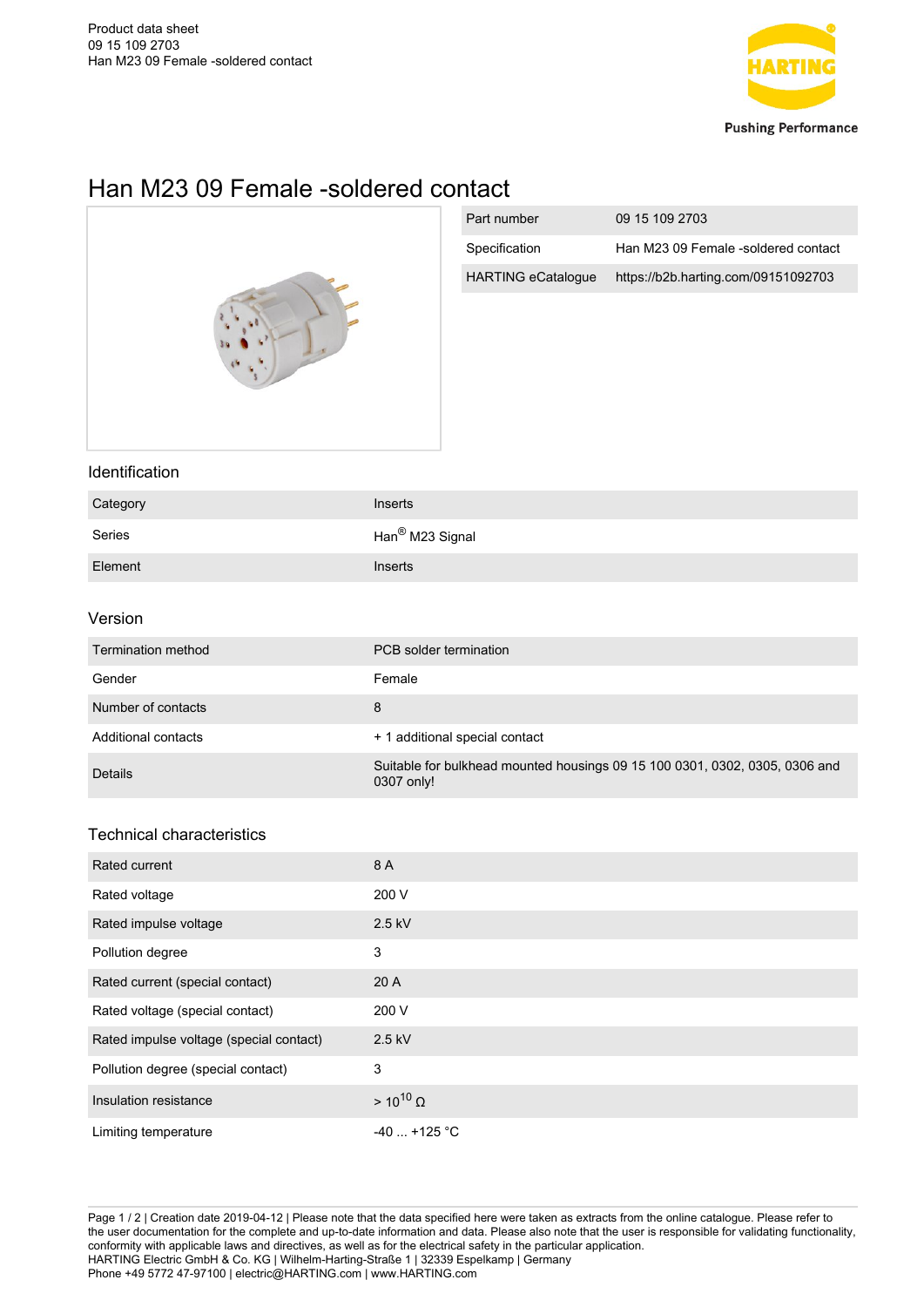Product data sheet
09 15 109 2703
Han M23 09 Female -soldered contact

# Han M23 09 Female -soldered contact

| Part number | 09 15 109 2703 |
|---|---|
| Specification | Han M23 09 Female -soldered contact |
| HARTING eCatalogue | https://b2b.harting.com/09151092703 |

## Identification

| Category | Inserts |
|---|---|
| Series | Han® M23 Signal |
| Element | Inserts |

## Version

| Termination method | PCB solder termination |
|---|---|
| Gender | Female |
| Number of contacts | 8 |
| Additional contacts | + 1 additional special contact |
| Details | Suitable for bulkhead mounted housings 09 15 100 0301, 0302, 0305, 0306 and 0307 only! |

## Technical characteristics

| Rated current | 8 A |
|---|---|
| Rated voltage | 200 V |
| Rated impulse voltage | 2.5 kV |
| Pollution degree | 3 |
| Rated current (special contact) | 20 A |
| Rated voltage (special contact) | 200 V |
| Rated impulse voltage (special contact) | 2.5 kV |
| Pollution degree (special contact) | 3 |
| Insulation resistance | $> 10^{10}\ \Omega$ |
| Limiting temperature | -40 ... +125 °C |

Creation date 2019-04-12 | Please note that the data specified here were taken as extracts from the online catalogue. Please refer to the user documentation for the complete and up-to-date information and data. Please also note that the user is responsible for validating functionality, conformity with applicable laws and directives, as well as for the electrical safety in the particular application.
HARTING Electric GmbH & Co. KG | Wilhelm-Harting-Straße 1 | 32339 Espelkamp | Germany
Phone +49 5772 47-97100 | electric@HARTING.com | www.HARTING.com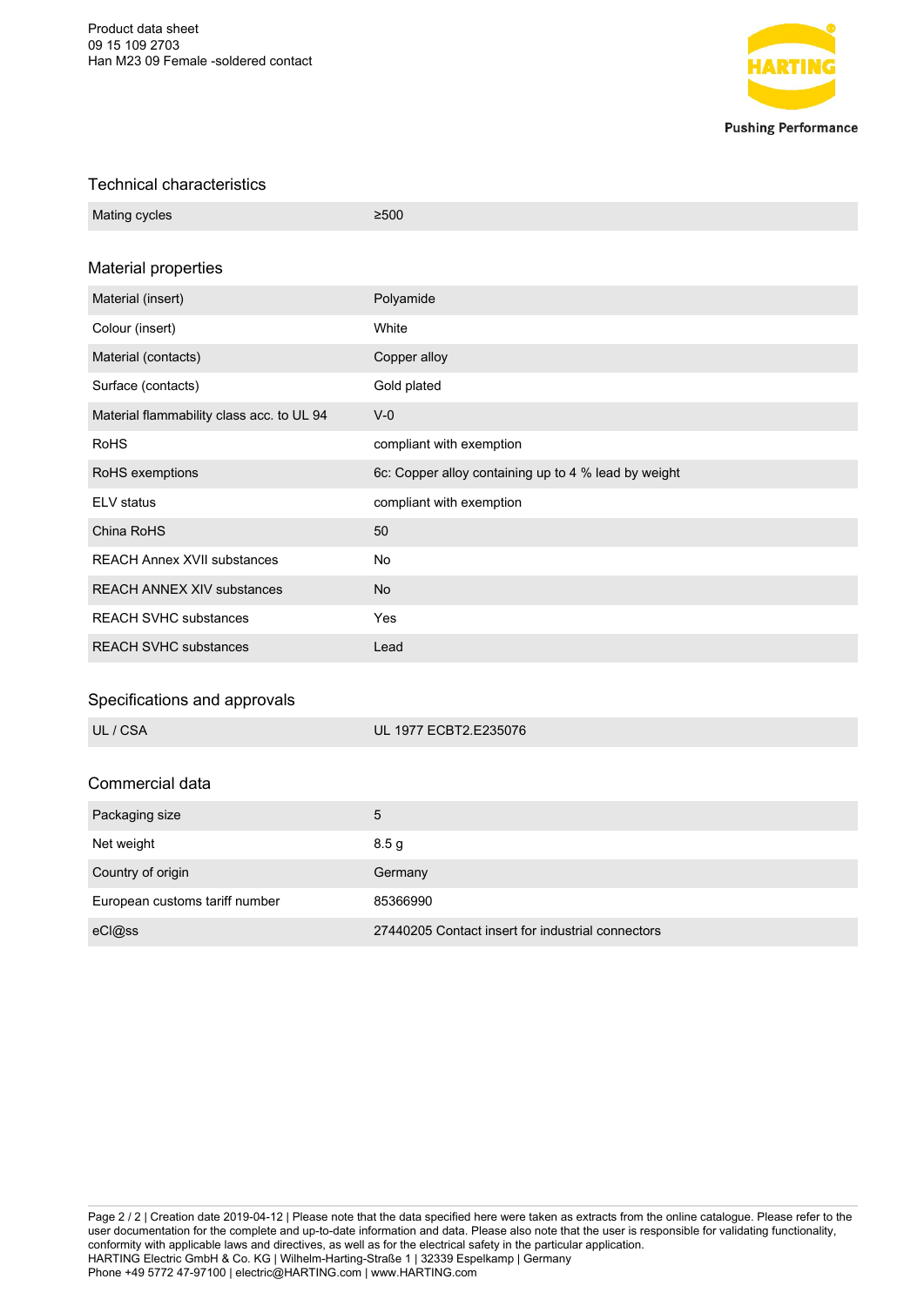## Technical characteristics

| | |
|---|---|
| Mating cycles | ≥500 |

## Material properties

| | |
|---|---|
| Material (insert) | Polyamide |
| Colour (insert) | White |
| Material (contacts) | Copper alloy |
| Surface (contacts) | Gold plated |
| Material flammability class acc. to UL 94 | V-0 |
| RoHS | compliant with exemption |
| RoHS exemptions | 6c: Copper alloy containing up to 4 % lead by weight |
| ELV status | compliant with exemption |
| China RoHS | 50 |
| REACH Annex XVII substances | No |
| REACH ANNEX XIV substances | No |
| REACH SVHC substances | Yes |
| REACH SVHC substances | Lead |

## Specifications and approvals

| | |
|---|---|
| UL / CSA | UL 1977 ECBT2.E235076 |

## Commercial data

| | |
|---|---|
| Packaging size | 5 |
| Net weight | 8.5 g |
| Country of origin | Germany |
| European customs tariff number | 85366990 |
| eCl@ss | 27440205 Contact insert for industrial connectors |

Creation date 2019-04-12 | Please note that the data specified here were taken as extracts from the online catalogue. Please refer to the user documentation for the complete and up-to-date information and data. Please also note that the user is responsible for validating functionality, conformity with applicable laws and directives, as well as for the electrical safety in the particular application.
HARTING Electric GmbH & Co. KG | Wilhelm-Harting-Straße 1 | 32339 Espelkamp | Germany
Phone +49 5772 47-97100 | electric@HARTING.com | www.HARTING.com